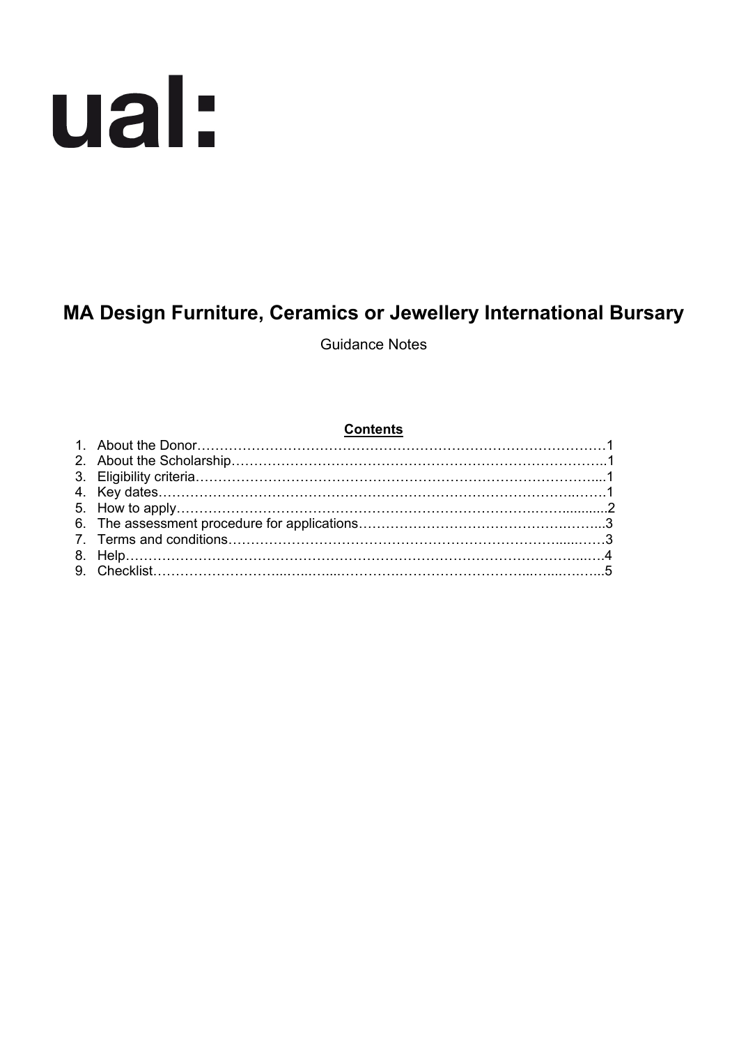ual:

# MA Design Furniture, Ceramics or Jewellery International Bursary

Guidance Notes

**Contents**

1. About the Donor……………………………………………………………………………1
2. About the Scholarship………………………………………………………………………..1
3. Eligibility criteria……………………………………………………………………………....1
4. Key dates……………………………………………………………………………….…….1
5. How to apply………………………………………………………………………..……...........2
6. The assessment procedure for applications……………………………………….……...3
7. Terms and conditions….…………….……………….……………….……………......……3
8. Help………………………………………………………………………………………...….4
9. Checklist………………………...….…...………….……………………………...…...…….5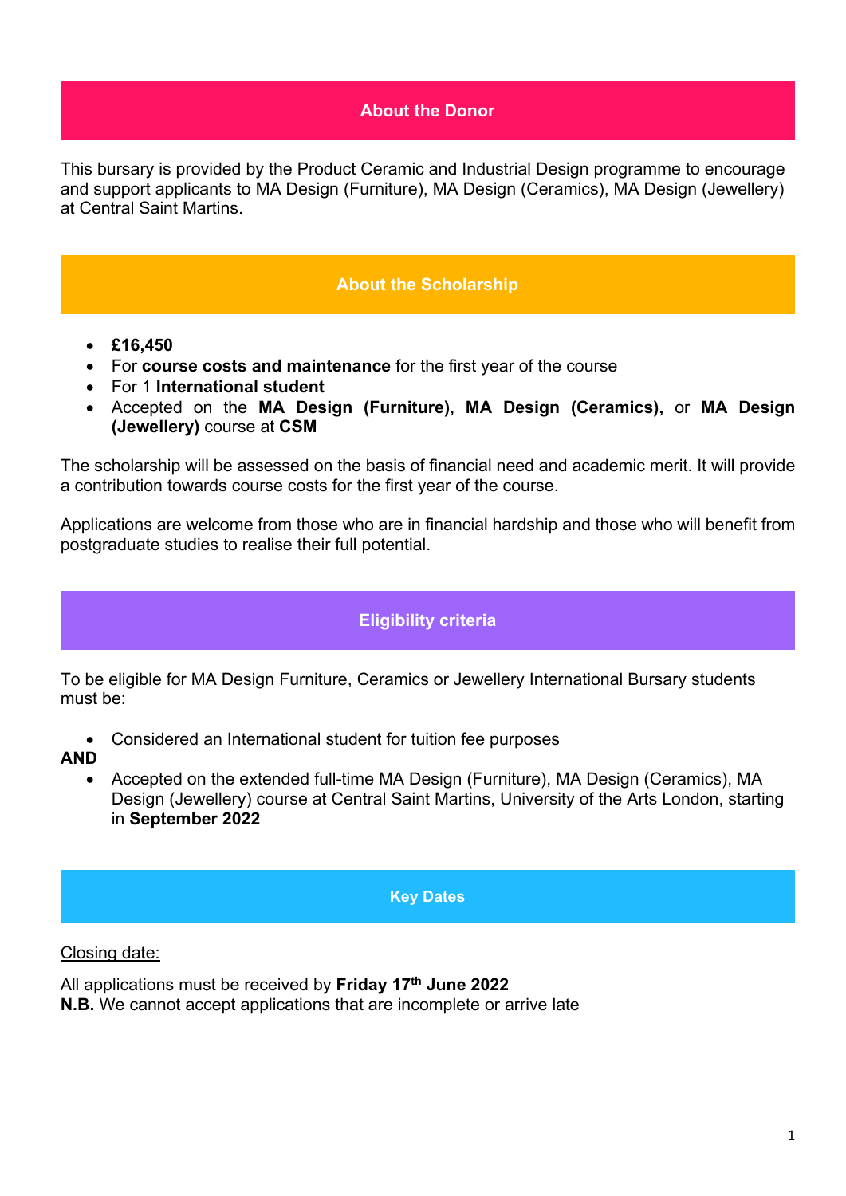## About the Donor

This bursary is provided by the Product Ceramic and Industrial Design programme to encourage and support applicants to MA Design (Furniture), MA Design (Ceramics), MA Design (Jewellery) at Central Saint Martins.

## About the Scholarship

- **£16,450**
- For **course costs and maintenance** for the first year of the course
- For 1 **International student**
- Accepted on the **MA Design (Furniture), MA Design (Ceramics),** or **MA Design (Jewellery)** course at **CSM**

The scholarship will be assessed on the basis of financial need and academic merit. It will provide a contribution towards course costs for the first year of the course.

Applications are welcome from those who are in financial hardship and those who will benefit from postgraduate studies to realise their full potential.

## Eligibility criteria

To be eligible for MA Design Furniture, Ceramics or Jewellery International Bursary students must be:

- Considered an International student for tuition fee purposes

**AND**

- Accepted on the extended full-time MA Design (Furniture), MA Design (Ceramics), MA Design (Jewellery) course at Central Saint Martins, University of the Arts London, starting in **September 2022**

## Key Dates

<u>Closing date:</u>

All applications must be received by **Friday 17th June 2022**
**N.B.** We cannot accept applications that are incomplete or arrive late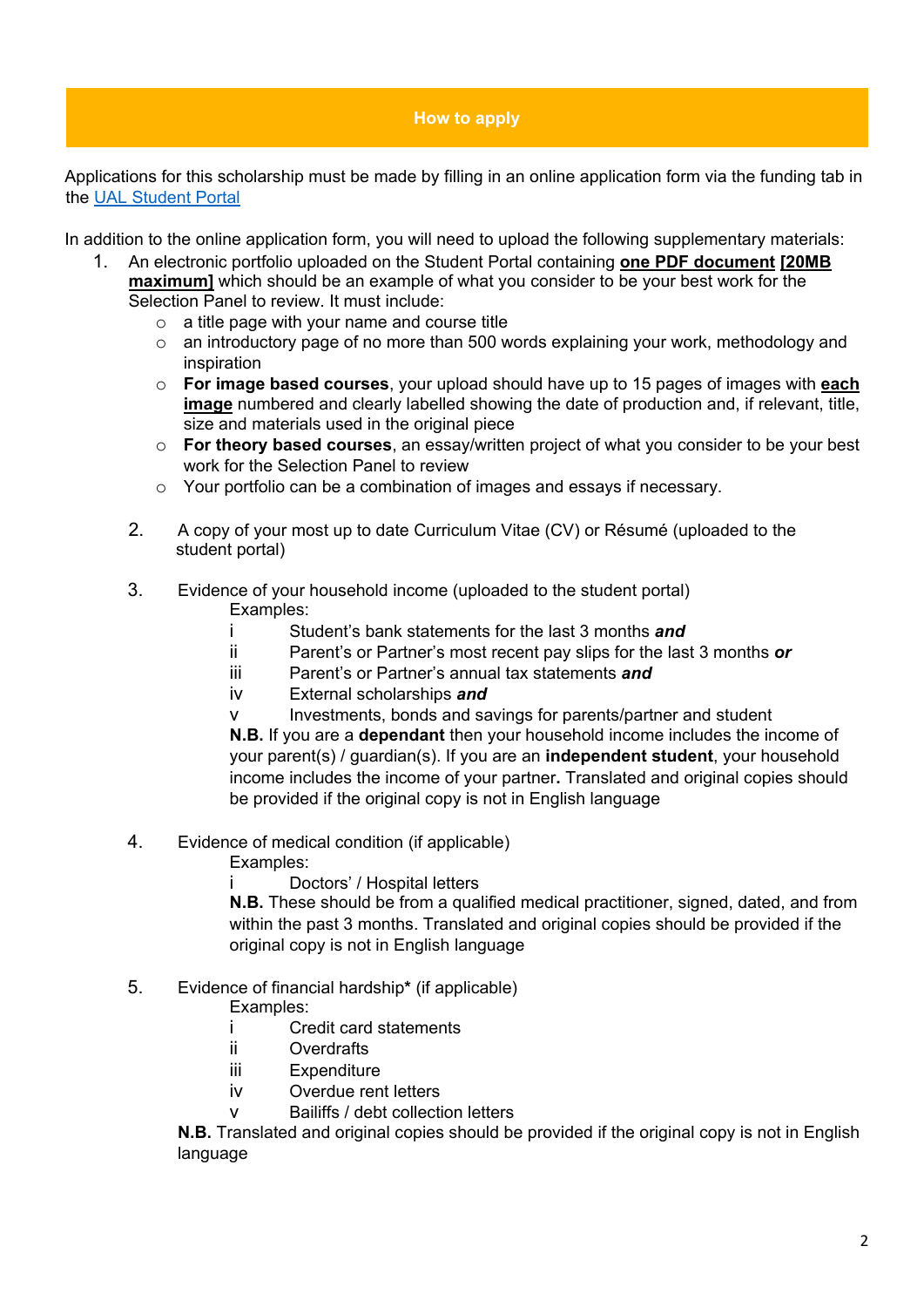## How to apply

Applications for this scholarship must be made by filling in an online application form via the funding tab in the [UAL Student Portal](#)

In addition to the online application form, you will need to upload the following supplementary materials:

1. An electronic portfolio uploaded on the Student Portal containing **one PDF document** **[20MB maximum]** which should be an example of what you consider to be your best work for the Selection Panel to review. It must include:
   - a title page with your name and course title
   - an introductory page of no more than 500 words explaining your work, methodology and inspiration
   - **For image based courses**, your upload should have up to 15 pages of images with **each image** numbered and clearly labelled showing the date of production and, if relevant, title, size and materials used in the original piece
   - **For theory based courses**, an essay/written project of what you consider to be your best work for the Selection Panel to review
   - Your portfolio can be a combination of images and essays if necessary.

2. A copy of your most up to date Curriculum Vitae (CV) or Résumé (uploaded to the student portal)

3. Evidence of your household income (uploaded to the student portal)

   Examples:

   i Student's bank statements for the last 3 months ***and***
   ii Parent's or Partner's most recent pay slips for the last 3 months ***or***
   iii Parent's or Partner's annual tax statements ***and***
   iv External scholarships ***and***
   v Investments, bonds and savings for parents/partner and student

   **N.B.** If you are a **dependant** then your household income includes the income of your parent(s) / guardian(s). If you are an **independent student**, your household income includes the income of your partner**.** Translated and original copies should be provided if the original copy is not in English language

4. Evidence of medical condition (if applicable)

   Examples:

   i Doctors' / Hospital letters

   **N.B.** These should be from a qualified medical practitioner, signed, dated, and from within the past 3 months. Translated and original copies should be provided if the original copy is not in English language

5. Evidence of financial hardship**\*** (if applicable)

   Examples:

   i Credit card statements
   ii Overdrafts
   iii Expenditure
   iv Overdue rent letters
   v Bailiffs / debt collection letters

   **N.B.** Translated and original copies should be provided if the original copy is not in English language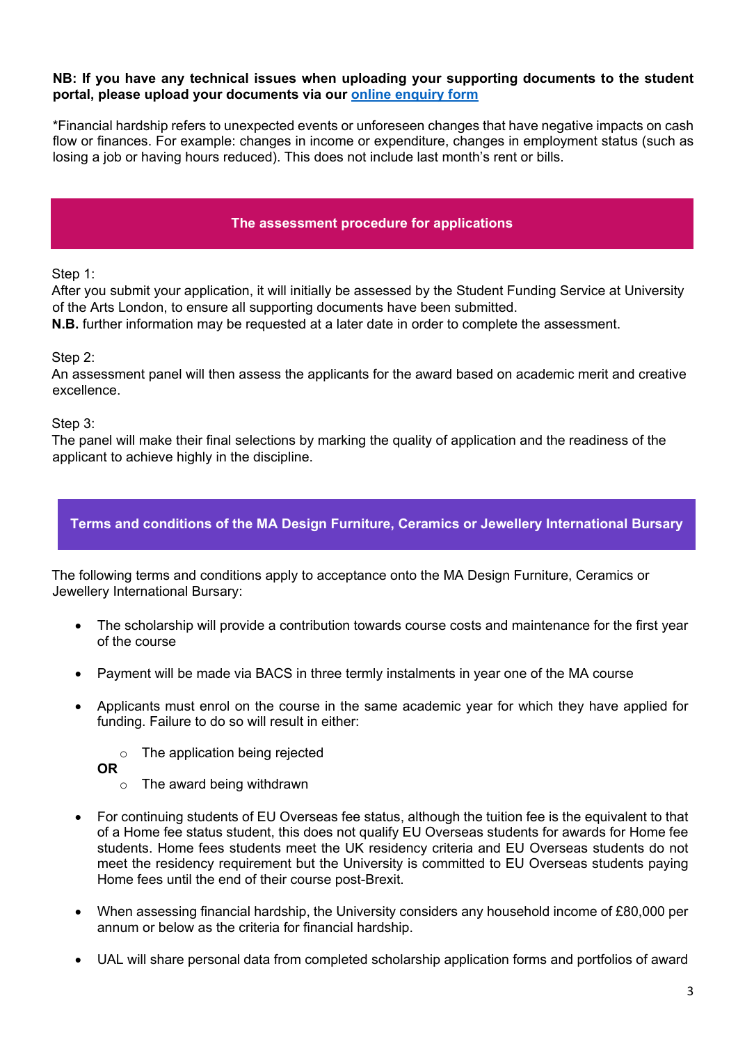**NB: If you have any technical issues when uploading your supporting documents to the student portal, please upload your documents via our [online enquiry form]()**

*Financial hardship refers to unexpected events or unforeseen changes that have negative impacts on cash flow or finances. For example: changes in income or expenditure, changes in employment status (such as losing a job or having hours reduced). This does not include last month's rent or bills.

## The assessment procedure for applications

Step 1:
After you submit your application, it will initially be assessed by the Student Funding Service at University of the Arts London, to ensure all supporting documents have been submitted.
**N.B.** further information may be requested at a later date in order to complete the assessment.

Step 2:
An assessment panel will then assess the applicants for the award based on academic merit and creative excellence.

Step 3:
The panel will make their final selections by marking the quality of application and the readiness of the applicant to achieve highly in the discipline.

## Terms and conditions of the MA Design Furniture, Ceramics or Jewellery International Bursary

The following terms and conditions apply to acceptance onto the MA Design Furniture, Ceramics or Jewellery International Bursary:

- The scholarship will provide a contribution towards course costs and maintenance for the first year of the course
- Payment will be made via BACS in three termly instalments in year one of the MA course
- Applicants must enrol on the course in the same academic year for which they have applied for funding. Failure to do so will result in either:
    - The application being rejected

  **OR**
    - The award being withdrawn
- For continuing students of EU Overseas fee status, although the tuition fee is the equivalent to that of a Home fee status student, this does not qualify EU Overseas students for awards for Home fee students. Home fees students meet the UK residency criteria and EU Overseas students do not meet the residency requirement but the University is committed to EU Overseas students paying Home fees until the end of their course post-Brexit.
- When assessing financial hardship, the University considers any household income of £80,000 per annum or below as the criteria for financial hardship.
- UAL will share personal data from completed scholarship application forms and portfolios of award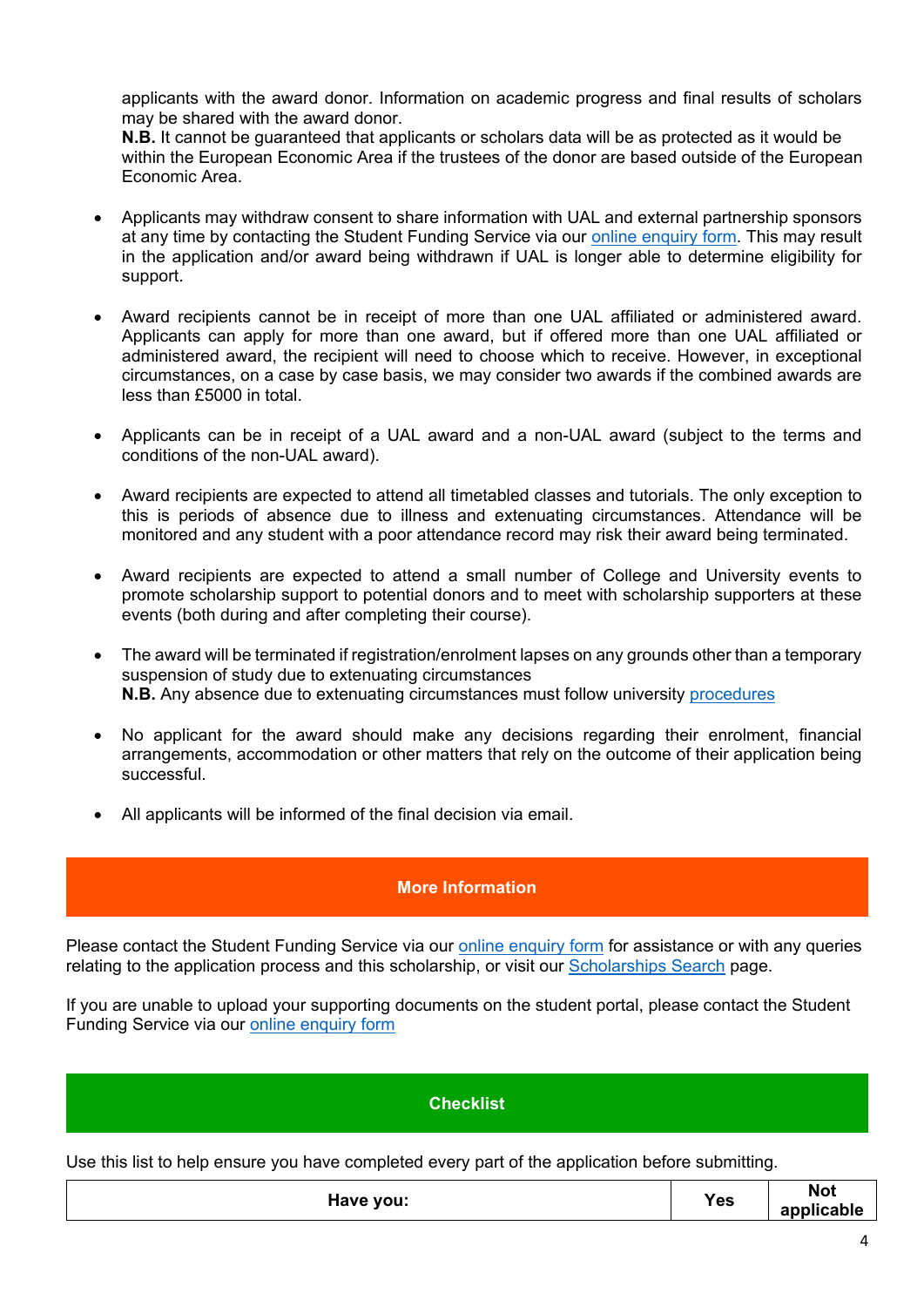applicants with the award donor. Information on academic progress and final results of scholars may be shared with the award donor.
**N.B.** It cannot be guaranteed that applicants or scholars data will be as protected as it would be within the European Economic Area if the trustees of the donor are based outside of the European Economic Area.

- Applicants may withdraw consent to share information with UAL and external partnership sponsors at any time by contacting the Student Funding Service via our online enquiry form. This may result in the application and/or award being withdrawn if UAL is longer able to determine eligibility for support.

- Award recipients cannot be in receipt of more than one UAL affiliated or administered award. Applicants can apply for more than one award, but if offered more than one UAL affiliated or administered award, the recipient will need to choose which to receive. However, in exceptional circumstances, on a case by case basis, we may consider two awards if the combined awards are less than £5000 in total.

- Applicants can be in receipt of a UAL award and a non-UAL award (subject to the terms and conditions of the non-UAL award).

- Award recipients are expected to attend all timetabled classes and tutorials. The only exception to this is periods of absence due to illness and extenuating circumstances. Attendance will be monitored and any student with a poor attendance record may risk their award being terminated.

- Award recipients are expected to attend a small number of College and University events to promote scholarship support to potential donors and to meet with scholarship supporters at these events (both during and after completing their course).

- The award will be terminated if registration/enrolment lapses on any grounds other than a temporary suspension of study due to extenuating circumstances
**N.B.** Any absence due to extenuating circumstances must follow university procedures

- No applicant for the award should make any decisions regarding their enrolment, financial arrangements, accommodation or other matters that rely on the outcome of their application being successful.

- All applicants will be informed of the final decision via email.

## More Information

Please contact the Student Funding Service via our online enquiry form for assistance or with any queries relating to the application process and this scholarship, or visit our Scholarships Search page.

If you are unable to upload your supporting documents on the student portal, please contact the Student Funding Service via our online enquiry form

## Checklist

Use this list to help ensure you have completed every part of the application before submitting.

| Have you: | Yes | Not applicable |
| --- | --- | --- |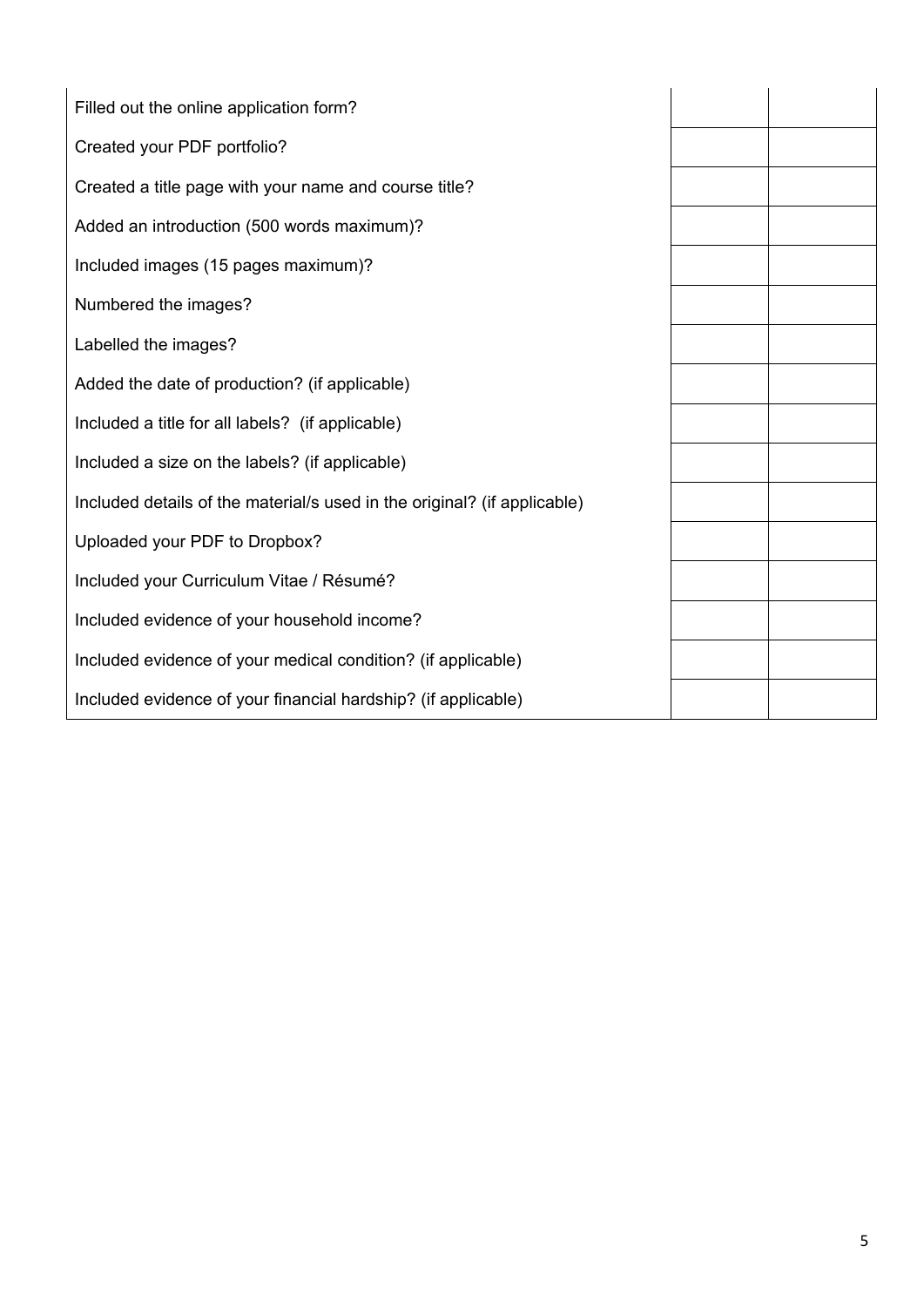| | | |
|---|---|---|
| Filled out the online application form? | | |
| Created your PDF portfolio? | | |
| Created a title page with your name and course title? | | |
| Added an introduction (500 words maximum)? | | |
| Included images (15 pages maximum)? | | |
| Numbered the images? | | |
| Labelled the images? | | |
| Added the date of production? (if applicable) | | |
| Included a title for all labels? (if applicable) | | |
| Included a size on the labels? (if applicable) | | |
| Included details of the material/s used in the original? (if applicable) | | |
| Uploaded your PDF to Dropbox? | | |
| Included your Curriculum Vitae / Résumé? | | |
| Included evidence of your household income? | | |
| Included evidence of your medical condition? (if applicable) | | |
| Included evidence of your financial hardship? (if applicable) | | |